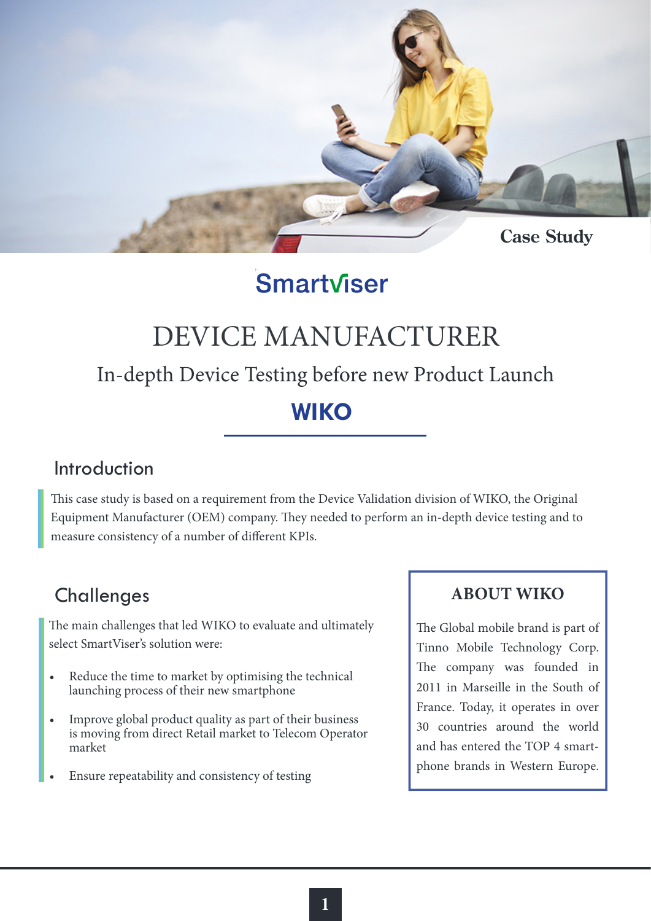Case Study

Smartviser

# DEVICE MANUFACTURER

## In-depth Device Testing before new Product Launch

## WIKO

### Introduction

This case study is based on a requirement from the Device Validation division of WIKO, the Original Equipment Manufacturer (OEM) company. They needed to perform an in-depth device testing and to measure consistency of a number of different KPIs.

### Challenges

The main challenges that led WIKO to evaluate and ultimately select SmartViser's solution were:

- Reduce the time to market by optimising the technical launching process of their new smartphone
- Improve global product quality as part of their business is moving from direct Retail market to Telecom Operator market
- Ensure repeatability and consistency of testing

### ABOUT WIKO

The Global mobile brand is part of Tinno Mobile Technology Corp. The company was founded in 2011 in Marseille in the South of France. Today, it operates in over 30 countries around the world and has entered the TOP 4 smartphone brands in Western Europe.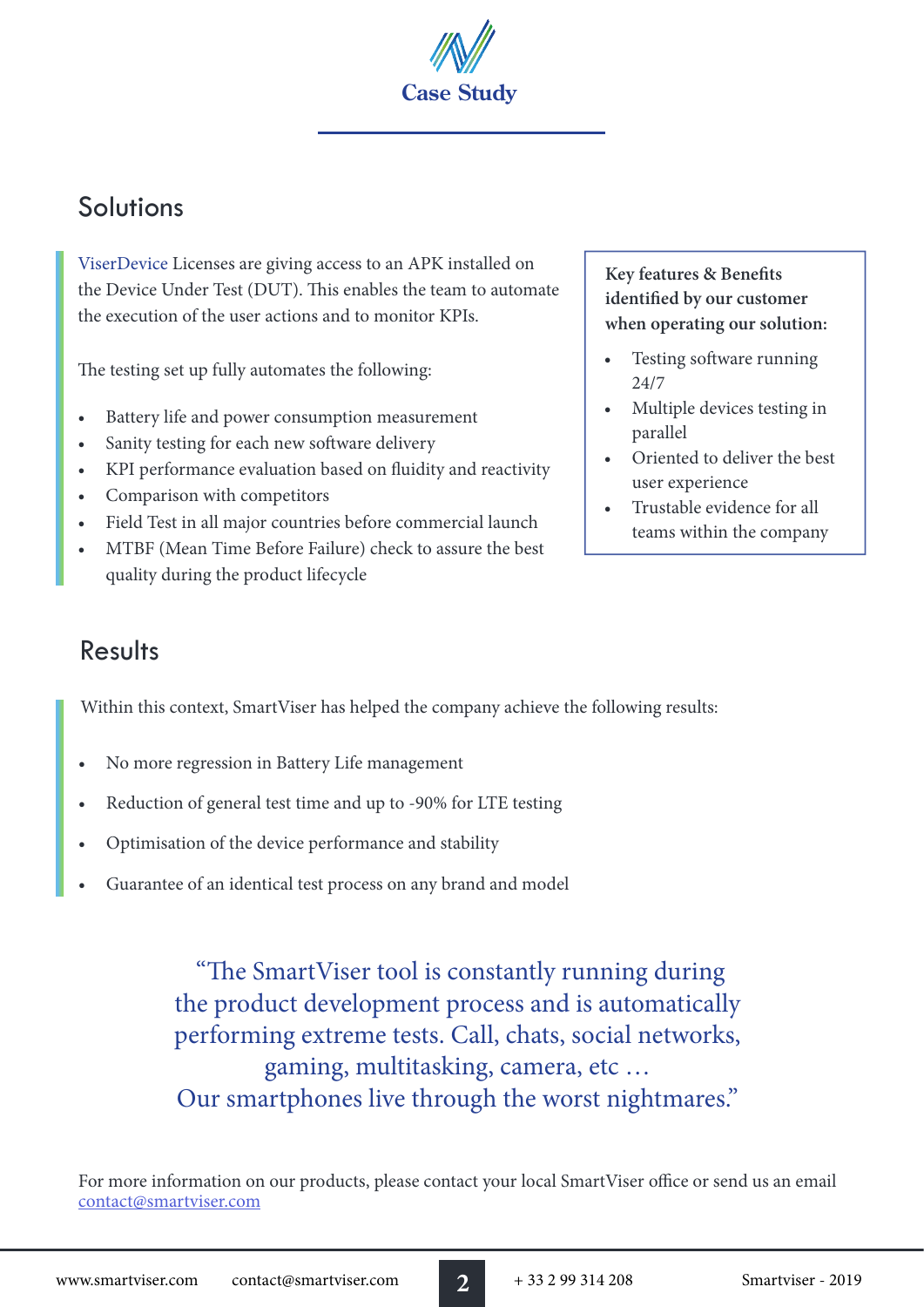Case Study

## Solutions

ViserDevice Licenses are giving access to an APK installed on the Device Under Test (DUT). This enables the team to automate the execution of the user actions and to monitor KPIs.

The testing set up fully automates the following:

- Battery life and power consumption measurement
- Sanity testing for each new software delivery
- KPI performance evaluation based on fluidity and reactivity
- Comparison with competitors
- Field Test in all major countries before commercial launch
- MTBF (Mean Time Before Failure) check to assure the best quality during the product lifecycle

**Key features & Benefits identified by our customer when operating our solution:**

- Testing software running 24/7
- Multiple devices testing in parallel
- Oriented to deliver the best user experience
- Trustable evidence for all teams within the company

## Results

Within this context, SmartViser has helped the company achieve the following results:

- No more regression in Battery Life management
- Reduction of general test time and up to -90% for LTE testing
- Optimisation of the device performance and stability
- Guarantee of an identical test process on any brand and model

> "The SmartViser tool is constantly running during the product development process and is automatically performing extreme tests. Call, chats, social networks, gaming, multitasking, camera, etc …
> Our smartphones live through the worst nightmares."

For more information on our products, please contact your local SmartViser office or send us an email contact@smartviser.com

www.smartviser.com contact@smartviser.com + 33 2 99 314 208 Smartviser - 2019